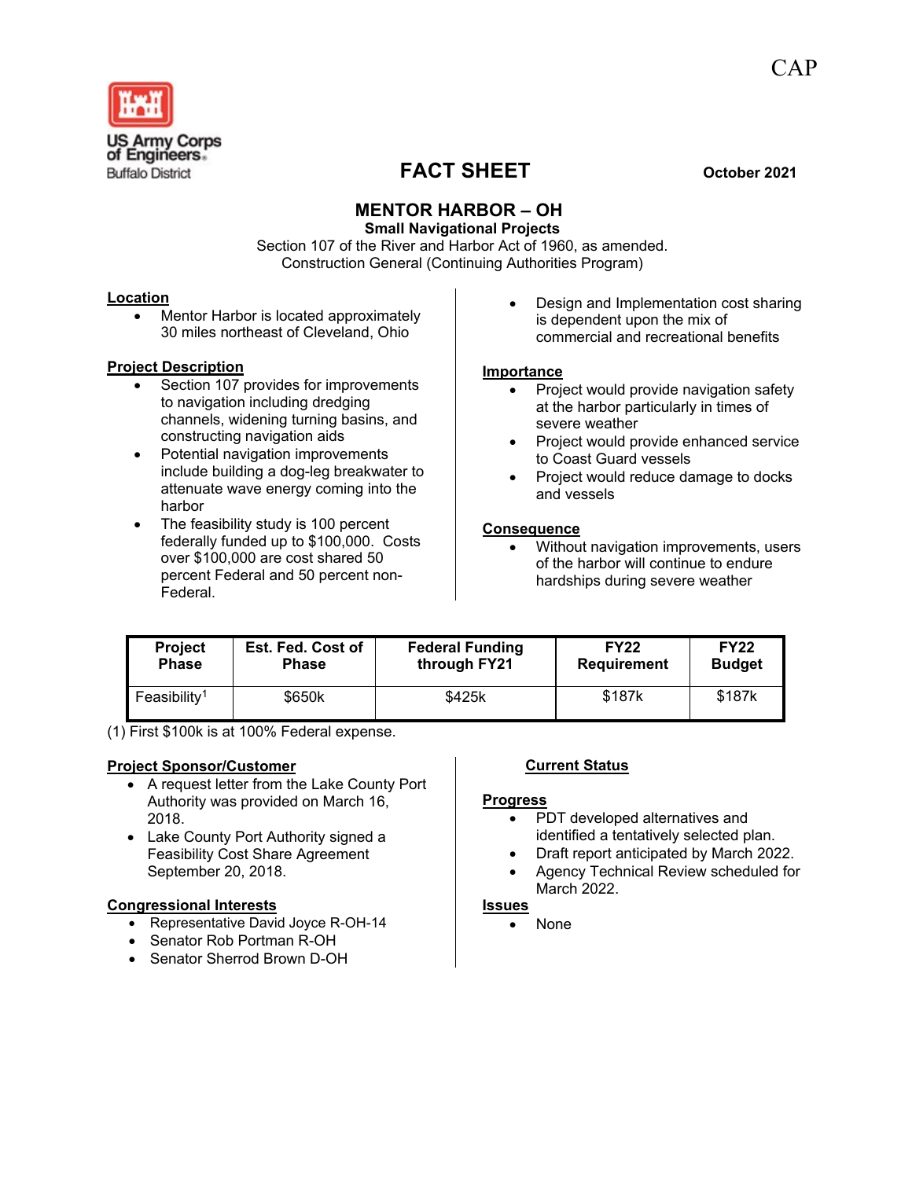CAP

US Army Corps of Engineers
Buffalo District

# FACT SHEET

**October 2021**

## MENTOR HARBOR – OH

**Small Navigational Projects**

Section 107 of the River and Harbor Act of 1960, as amended.
Construction General (Continuing Authorities Program)

**Location**

- Mentor Harbor is located approximately 30 miles northeast of Cleveland, Ohio

**Project Description**

- Section 107 provides for improvements to navigation including dredging channels, widening turning basins, and constructing navigation aids
- Potential navigation improvements include building a dog-leg breakwater to attenuate wave energy coming into the harbor
- The feasibility study is 100 percent federally funded up to $100,000. Costs over $100,000 are cost shared 50 percent Federal and 50 percent non-Federal.
- Design and Implementation cost sharing is dependent upon the mix of commercial and recreational benefits

**Importance**

- Project would provide navigation safety at the harbor particularly in times of severe weather
- Project would provide enhanced service to Coast Guard vessels
- Project would reduce damage to docks and vessels

**Consequence**

- Without navigation improvements, users of the harbor will continue to endure hardships during severe weather

| Project Phase | Est. Fed. Cost of Phase | Federal Funding through FY21 | FY22 Requirement | FY22 Budget |
|---|---|---|---|---|
| Feasibility[1] | $650k | $425k | $187k | $187k |

(1) First $100k is at 100% Federal expense.

**Project Sponsor/Customer**

- A request letter from the Lake County Port Authority was provided on March 16, 2018.
- Lake County Port Authority signed a Feasibility Cost Share Agreement September 20, 2018.

**Congressional Interests**

- Representative David Joyce R-OH-14
- Senator Rob Portman R-OH
- Senator Sherrod Brown D-OH

**Current Status**

**Progress**

- PDT developed alternatives and identified a tentatively selected plan.
- Draft report anticipated by March 2022.
- Agency Technical Review scheduled for March 2022.

**Issues**

- None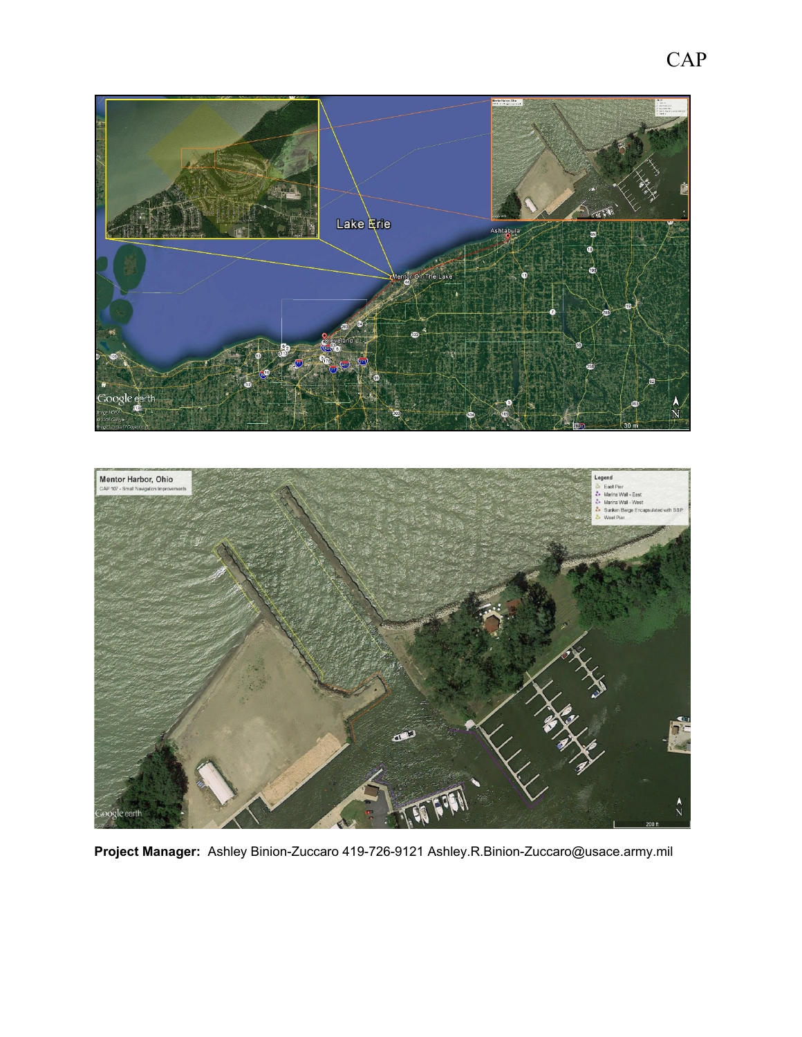**Project Manager:** Ashley Binion-Zuccaro 419-726-9121 Ashley.R.Binion-Zuccaro@usace.army.mil